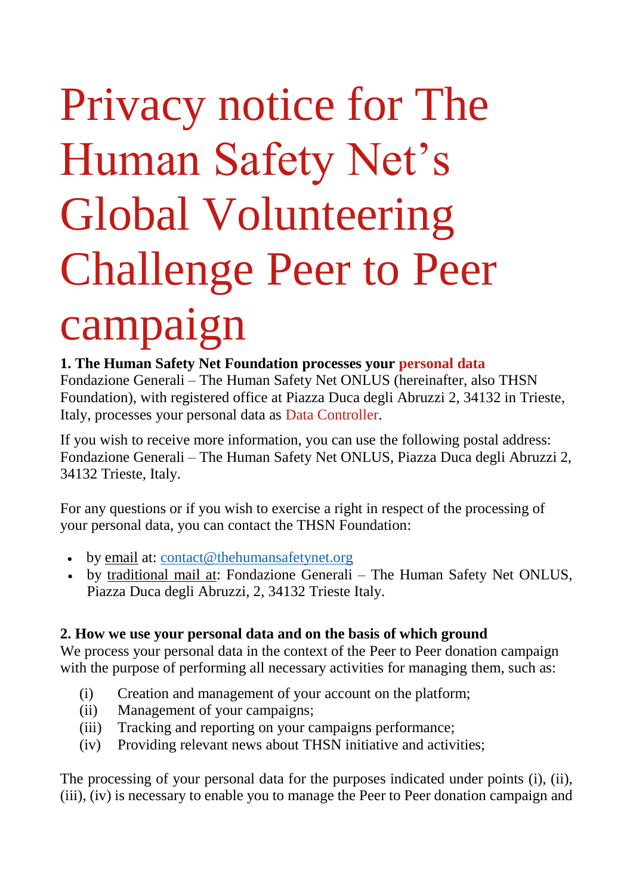# Privacy notice for The Human Safety Net's Global Volunteering Challenge Peer to Peer campaign

**1. The Human Safety Net Foundation processes your personal data**

Fondazione Generali – The Human Safety Net ONLUS (hereinafter, also THSN Foundation), with registered office at Piazza Duca degli Abruzzi 2, 34132 in Trieste, Italy, processes your personal data as Data Controller.

If you wish to receive more information, you can use the following postal address: Fondazione Generali – The Human Safety Net ONLUS, Piazza Duca degli Abruzzi 2, 34132 Trieste, Italy.

For any questions or if you wish to exercise a right in respect of the processing of your personal data, you can contact the THSN Foundation:

- by email at: contact@thehumansafetynet.org
- by traditional mail at: Fondazione Generali – The Human Safety Net ONLUS, Piazza Duca degli Abruzzi, 2, 34132 Trieste Italy.

**2. How we use your personal data and on the basis of which ground**

We process your personal data in the context of the Peer to Peer donation campaign with the purpose of performing all necessary activities for managing them, such as:

(i) Creation and management of your account on the platform;
(ii) Management of your campaigns;
(iii) Tracking and reporting on your campaigns performance;
(iv) Providing relevant news about THSN initiative and activities;

The processing of your personal data for the purposes indicated under points (i), (ii), (iii), (iv) is necessary to enable you to manage the Peer to Peer donation campaign and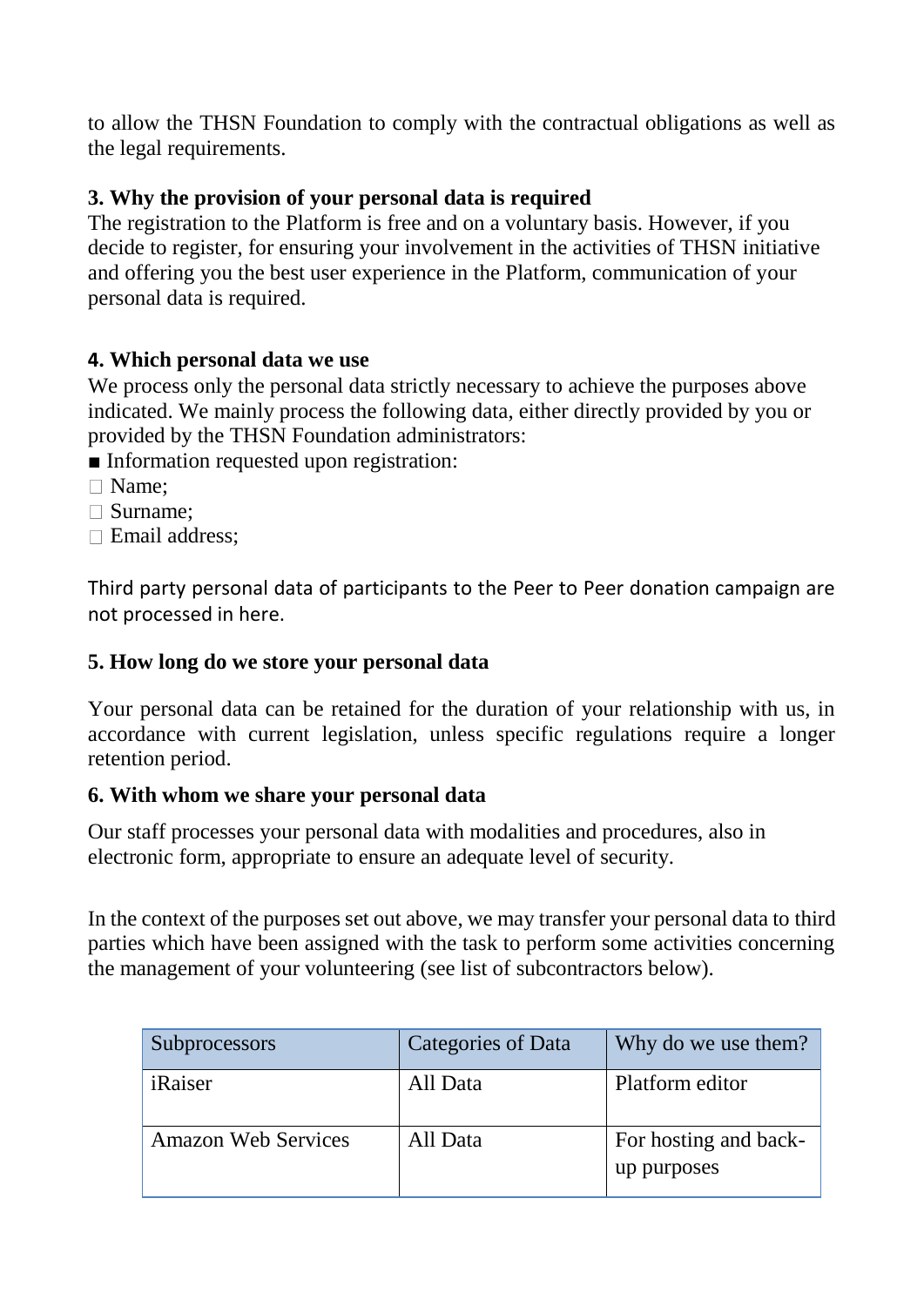to allow the THSN Foundation to comply with the contractual obligations as well as the legal requirements.

### 3. Why the provision of your personal data is required

The registration to the Platform is free and on a voluntary basis. However, if you decide to register, for ensuring your involvement in the activities of THSN initiative and offering you the best user experience in the Platform, communication of your personal data is required.

### 4. Which personal data we use

We process only the personal data strictly necessary to achieve the purposes above indicated. We mainly process the following data, either directly provided by you or provided by the THSN Foundation administrators:

- Information requested upon registration:
  - Name;
  - Surname;
  - Email address;

Third party personal data of participants to the Peer to Peer donation campaign are not processed in here.

### 5. How long do we store your personal data

Your personal data can be retained for the duration of your relationship with us, in accordance with current legislation, unless specific regulations require a longer retention period.

### 6. With whom we share your personal data

Our staff processes your personal data with modalities and procedures, also in electronic form, appropriate to ensure an adequate level of security.

In the context of the purposes set out above, we may transfer your personal data to third parties which have been assigned with the task to perform some activities concerning the management of your volunteering (see list of subcontractors below).

| Subprocessors | Categories of Data | Why do we use them? |
| --- | --- | --- |
| iRaiser | All Data | Platform editor |
| Amazon Web Services | All Data | For hosting and back-up purposes |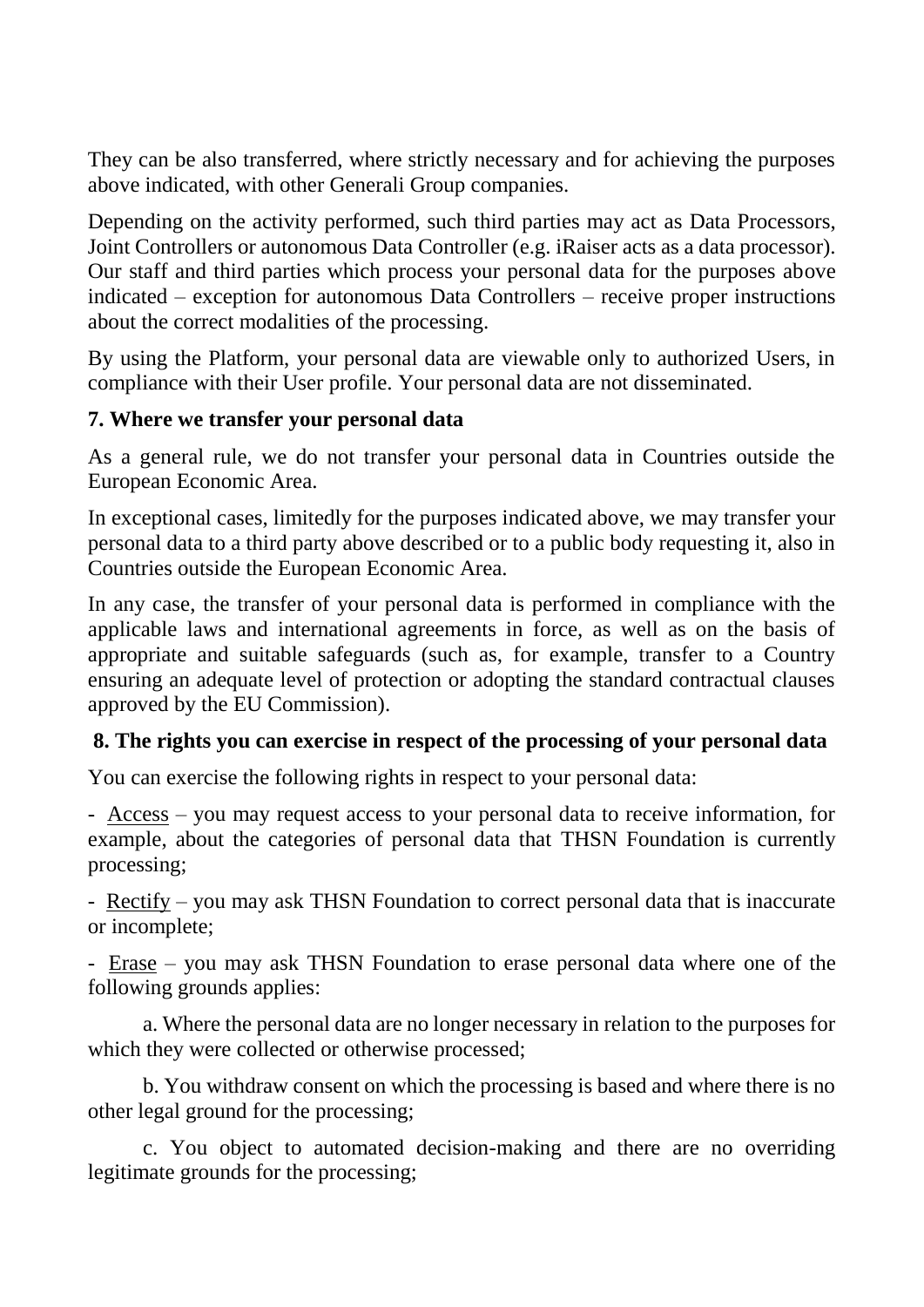They can be also transferred, where strictly necessary and for achieving the purposes above indicated, with other Generali Group companies.

Depending on the activity performed, such third parties may act as Data Processors, Joint Controllers or autonomous Data Controller (e.g. iRaiser acts as a data processor). Our staff and third parties which process your personal data for the purposes above indicated – exception for autonomous Data Controllers – receive proper instructions about the correct modalities of the processing.

By using the Platform, your personal data are viewable only to authorized Users, in compliance with their User profile. Your personal data are not disseminated.

## 7. Where we transfer your personal data

As a general rule, we do not transfer your personal data in Countries outside the European Economic Area.

In exceptional cases, limitedly for the purposes indicated above, we may transfer your personal data to a third party above described or to a public body requesting it, also in Countries outside the European Economic Area.

In any case, the transfer of your personal data is performed in compliance with the applicable laws and international agreements in force, as well as on the basis of appropriate and suitable safeguards (such as, for example, transfer to a Country ensuring an adequate level of protection or adopting the standard contractual clauses approved by the EU Commission).

## 8. The rights you can exercise in respect of the processing of your personal data

You can exercise the following rights in respect to your personal data:

- <u>Access</u> – you may request access to your personal data to receive information, for example, about the categories of personal data that THSN Foundation is currently processing;

- <u>Rectify</u> – you may ask THSN Foundation to correct personal data that is inaccurate or incomplete;

- <u>Erase</u> – you may ask THSN Foundation to erase personal data where one of the following grounds applies:

  a. Where the personal data are no longer necessary in relation to the purposes for which they were collected or otherwise processed;

  b. You withdraw consent on which the processing is based and where there is no other legal ground for the processing;

  c. You object to automated decision-making and there are no overriding legitimate grounds for the processing;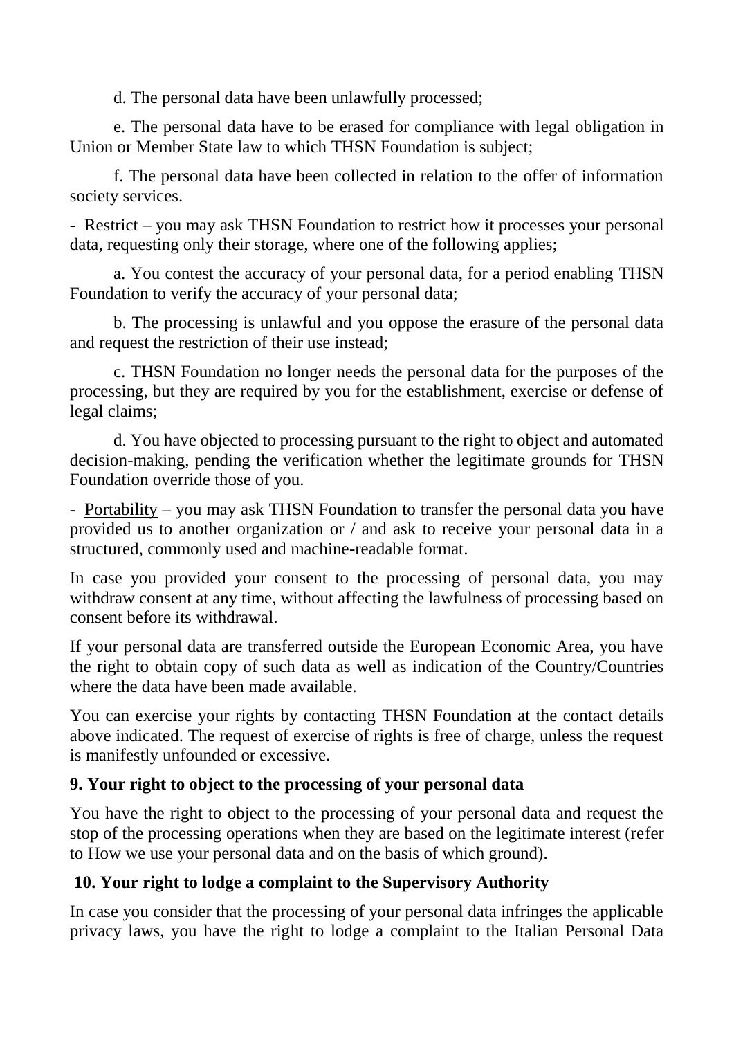d. The personal data have been unlawfully processed;

e. The personal data have to be erased for compliance with legal obligation in Union or Member State law to which THSN Foundation is subject;

f. The personal data have been collected in relation to the offer of information society services.

- Restrict – you may ask THSN Foundation to restrict how it processes your personal data, requesting only their storage, where one of the following applies;

a. You contest the accuracy of your personal data, for a period enabling THSN Foundation to verify the accuracy of your personal data;

b. The processing is unlawful and you oppose the erasure of the personal data and request the restriction of their use instead;

c. THSN Foundation no longer needs the personal data for the purposes of the processing, but they are required by you for the establishment, exercise or defense of legal claims;

d. You have objected to processing pursuant to the right to object and automated decision-making, pending the verification whether the legitimate grounds for THSN Foundation override those of you.

- Portability – you may ask THSN Foundation to transfer the personal data you have provided us to another organization or / and ask to receive your personal data in a structured, commonly used and machine-readable format.

In case you provided your consent to the processing of personal data, you may withdraw consent at any time, without affecting the lawfulness of processing based on consent before its withdrawal.

If your personal data are transferred outside the European Economic Area, you have the right to obtain copy of such data as well as indication of the Country/Countries where the data have been made available.

You can exercise your rights by contacting THSN Foundation at the contact details above indicated. The request of exercise of rights is free of charge, unless the request is manifestly unfounded or excessive.

**9. Your right to object to the processing of your personal data**

You have the right to object to the processing of your personal data and request the stop of the processing operations when they are based on the legitimate interest (refer to How we use your personal data and on the basis of which ground).

**10. Your right to lodge a complaint to the Supervisory Authority**

In case you consider that the processing of your personal data infringes the applicable privacy laws, you have the right to lodge a complaint to the Italian Personal Data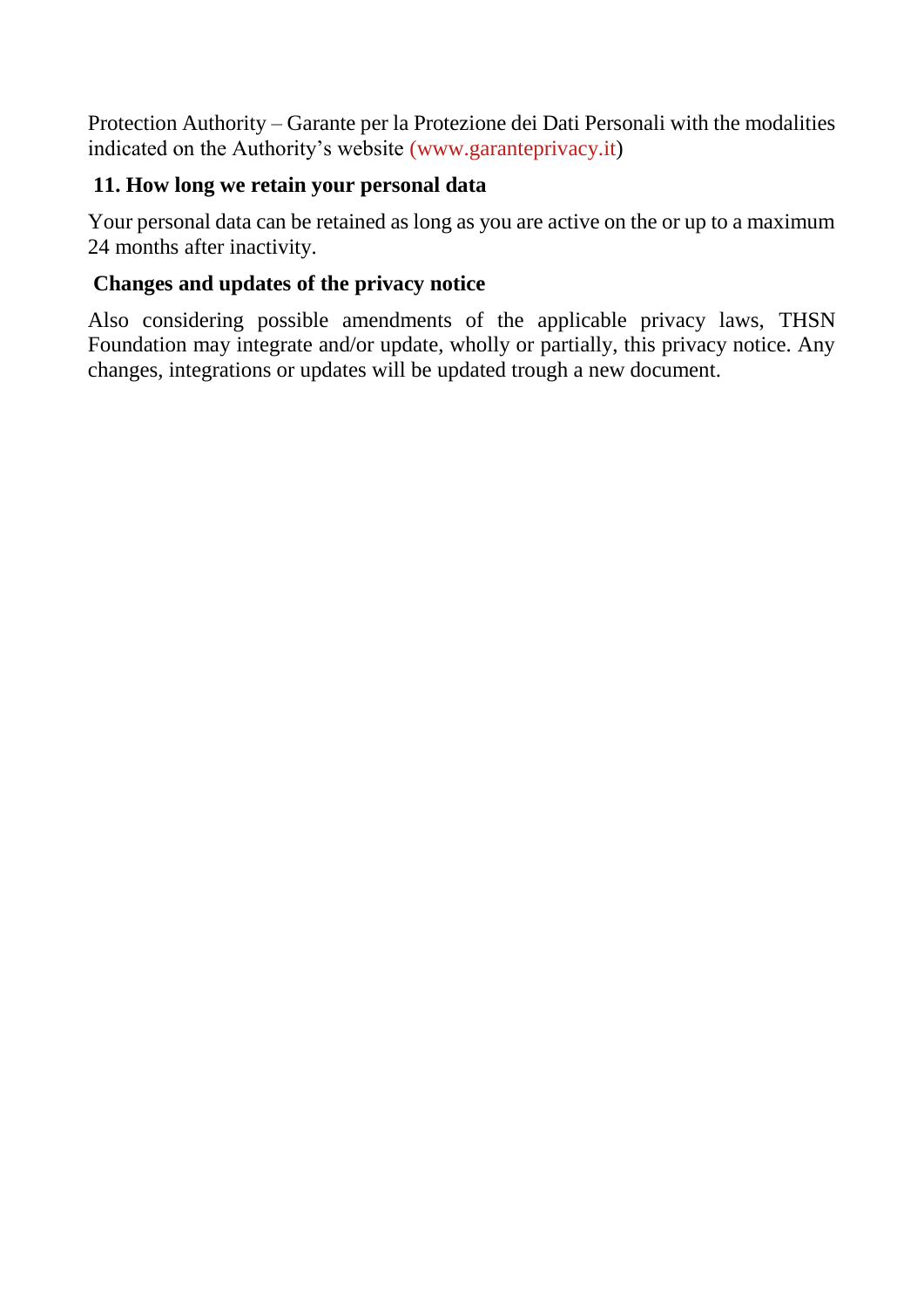Protection Authority – Garante per la Protezione dei Dati Personali with the modalities indicated on the Authority's website (www.garanteprivacy.it)

## 11. How long we retain your personal data

Your personal data can be retained as long as you are active on the or up to a maximum 24 months after inactivity.

## Changes and updates of the privacy notice

Also considering possible amendments of the applicable privacy laws, THSN Foundation may integrate and/or update, wholly or partially, this privacy notice. Any changes, integrations or updates will be updated trough a new document.